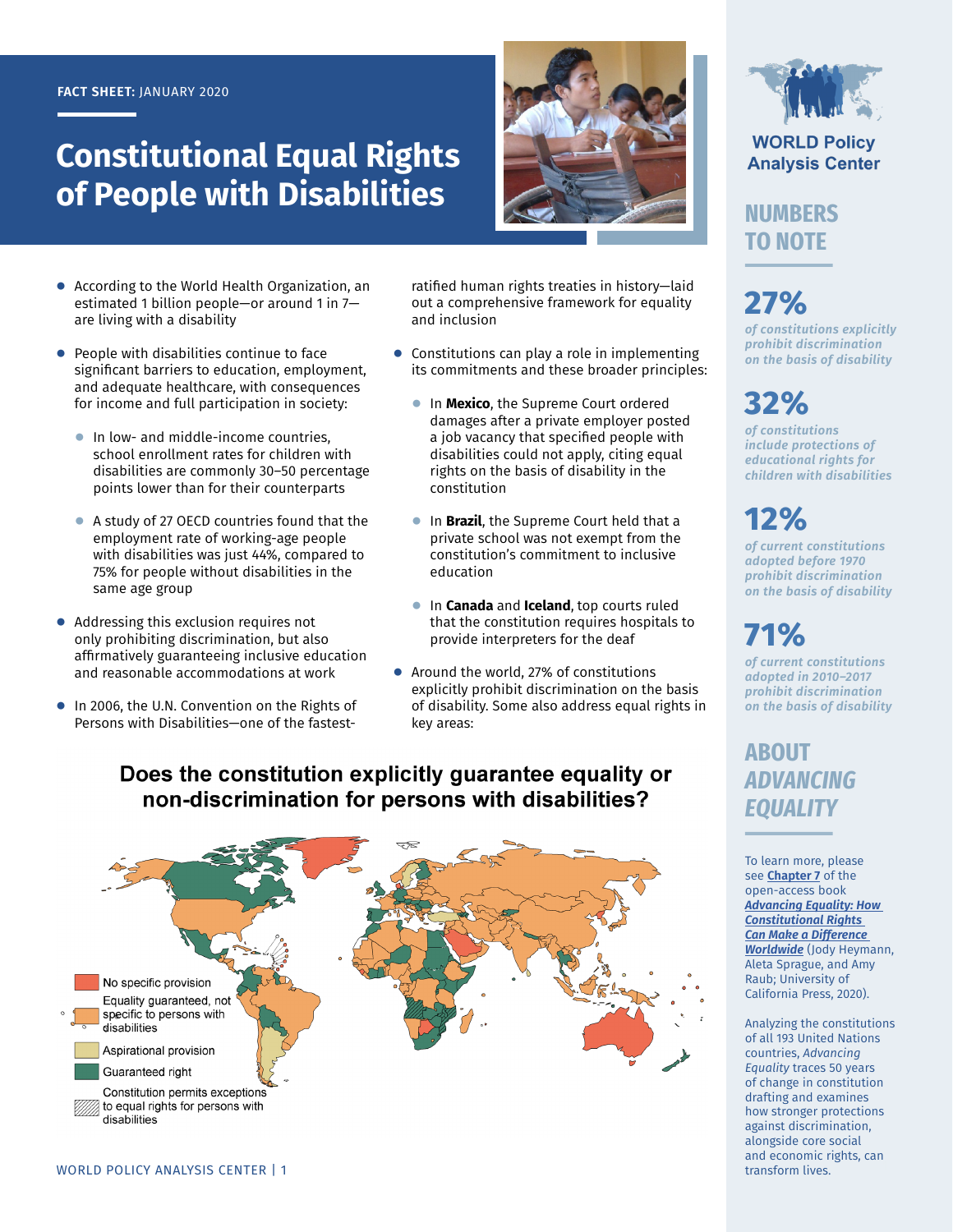FACT SHEET: JANUARY 2020

# Constitutional Equal Rights of People with Disabilities

- According to the World Health Organization, an estimated 1 billion people—or around 1 in 7—are living with a disability
- People with disabilities continue to face significant barriers to education, employment, and adequate healthcare, with consequences for income and full participation in society:
  - In low- and middle-income countries, school enrollment rates for children with disabilities are commonly 30–50 percentage points lower than for their counterparts
  - A study of 27 OECD countries found that the employment rate of working-age people with disabilities was just 44%, compared to 75% for people without disabilities in the same age group
- Addressing this exclusion requires not only prohibiting discrimination, but also affirmatively guaranteeing inclusive education and reasonable accommodations at work
- In 2006, the U.N. Convention on the Rights of Persons with Disabilities—one of the fastest-ratified human rights treaties in history—laid out a comprehensive framework for equality and inclusion
- Constitutions can play a role in implementing its commitments and these broader principles:
  - In **Mexico**, the Supreme Court ordered damages after a private employer posted a job vacancy that specified people with disabilities could not apply, citing equal rights on the basis of disability in the constitution
  - In **Brazil**, the Supreme Court held that a private school was not exempt from the constitution's commitment to inclusive education
  - In **Canada** and **Iceland**, top courts ruled that the constitution requires hospitals to provide interpreters for the deaf
- Around the world, 27% of constitutions explicitly prohibit discrimination on the basis of disability. Some also address equal rights in key areas:

**Does the constitution explicitly guarantee equality or non-discrimination for persons with disabilities?**

- No specific provision
- Equality guaranteed, not specific to persons with disabilities
- Aspirational provision
- Guaranteed right
- Constitution permits exceptions to equal rights for persons with disabilities

WORLD Policy Analysis Center

## NUMBERS TO NOTE

**27%**
*of constitutions explicitly prohibit discrimination on the basis of disability*

**32%**
*of constitutions include protections of educational rights for children with disabilities*

**12%**
*of current constitutions adopted before 1970 prohibit discrimination on the basis of disability*

**71%**
*of current constitutions adopted in 2010–2017 prohibit discrimination on the basis of disability*

## ABOUT *ADVANCING EQUALITY*

To learn more, please see **Chapter 7** of the open-access book ***Advancing Equality: How Constitutional Rights Can Make a Difference Worldwide*** (Jody Heymann, Aleta Sprague, and Amy Raub; University of California Press, 2020).

Analyzing the constitutions of all 193 United Nations countries, *Advancing Equality* traces 50 years of change in constitution drafting and examines how stronger protections against discrimination, alongside core social and economic rights, can transform lives.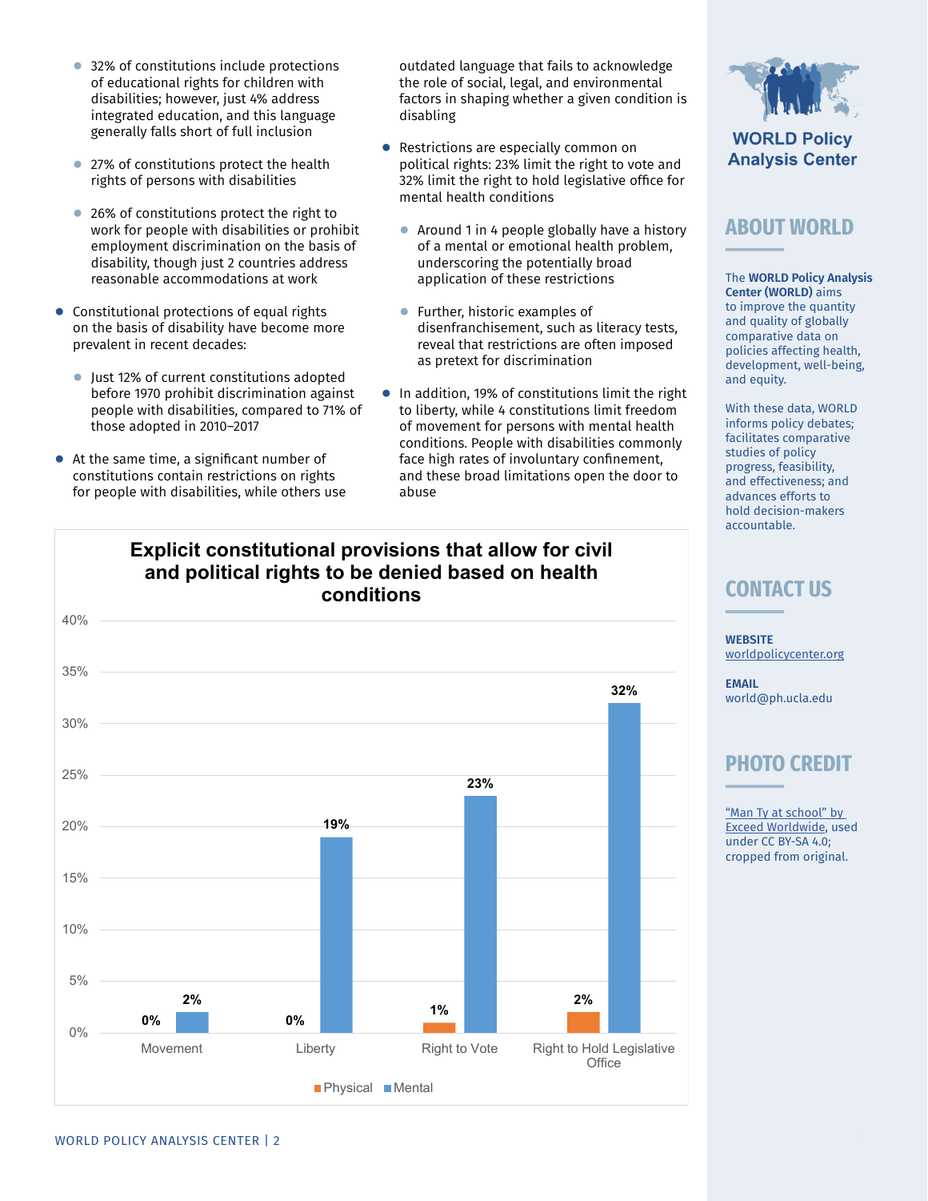- 32% of constitutions include protections of educational rights for children with disabilities; however, just 4% address integrated education, and this language generally falls short of full inclusion
- 27% of constitutions protect the health rights of persons with disabilities
- 26% of constitutions protect the right to work for people with disabilities or prohibit employment discrimination on the basis of disability, though just 2 countries address reasonable accommodations at work

- Constitutional protections of equal rights on the basis of disability have become more prevalent in recent decades:
  - Just 12% of current constitutions adopted before 1970 prohibit discrimination against people with disabilities, compared to 71% of those adopted in 2010–2017
- At the same time, a significant number of constitutions contain restrictions on rights for people with disabilities, while others use outdated language that fails to acknowledge the role of social, legal, and environmental factors in shaping whether a given condition is disabling
- Restrictions are especially common on political rights: 23% limit the right to vote and 32% limit the right to hold legislative office for mental health conditions
  - Around 1 in 4 people globally have a history of a mental or emotional health problem, underscoring the potentially broad application of these restrictions
  - Further, historic examples of disenfranchisement, such as literacy tests, reveal that restrictions are often imposed as pretext for discrimination
- In addition, 19% of constitutions limit the right to liberty, while 4 constitutions limit freedom of movement for persons with mental health conditions. People with disabilities commonly face high rates of involuntary confinement, and these broad limitations open the door to abuse

**Explicit constitutional provisions that allow for civil and political rights to be denied based on health conditions**

40%
35%
30%
25%
20%
15%
10%
5%
0%

Movement: 0%, 2%
Liberty: 0%, 19%
Right to Vote: 1%, 23%
Right to Hold Legislative Office: 2%, 32%

Physical
Mental

WORLD Policy Analysis Center

## ABOUT WORLD

The **WORLD Policy Analysis Center (WORLD)** aims to improve the quantity and quality of globally comparative data on policies affecting health, development, well-being, and equity.

With these data, WORLD informs policy debates; facilitates comparative studies of policy progress, feasibility, and effectiveness; and advances efforts to hold decision-makers accountable.

## CONTACT US

**WEBSITE**
worldpolicycenter.org

**EMAIL**
world@ph.ucla.edu

## PHOTO CREDIT

"Man Ty at school" by Exceed Worldwide, used under CC BY-SA 4.0; cropped from original.